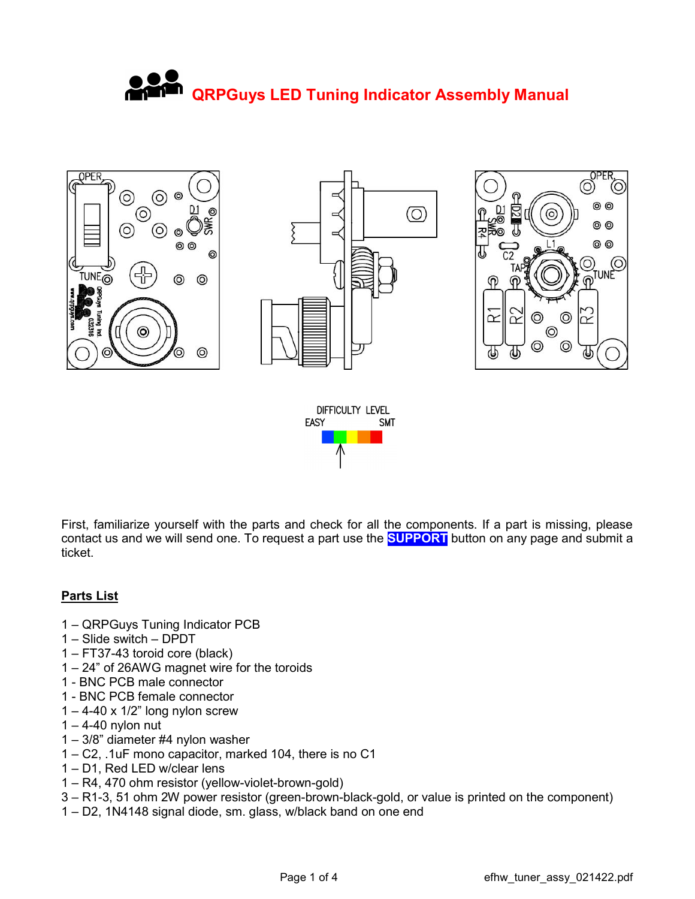# QRPGuys LED Tuning Indicator Assembly Manual

DIFFICULTY LEVEL
EASY SMT

First, familiarize yourself with the parts and check for all the components. If a part is missing, please contact us and we will send one. To request a part use the **SUPPORT** button on any page and submit a ticket.

## Parts List

1 – QRPGuys Tuning Indicator PCB
1 – Slide switch – DPDT
1 – FT37-43 toroid core (black)
1 – 24" of 26AWG magnet wire for the toroids
1 - BNC PCB male connector
1 - BNC PCB female connector
1 – 4-40 x 1/2" long nylon screw
1 – 4-40 nylon nut
1 – 3/8" diameter #4 nylon washer
1 – C2, .1uF mono capacitor, marked 104, there is no C1
1 – D1, Red LED w/clear lens
1 – R4, 470 ohm resistor (yellow-violet-brown-gold)
3 – R1-3, 51 ohm 2W power resistor (green-brown-black-gold, or value is printed on the component)
1 – D2, 1N4148 signal diode, sm. glass, w/black band on one end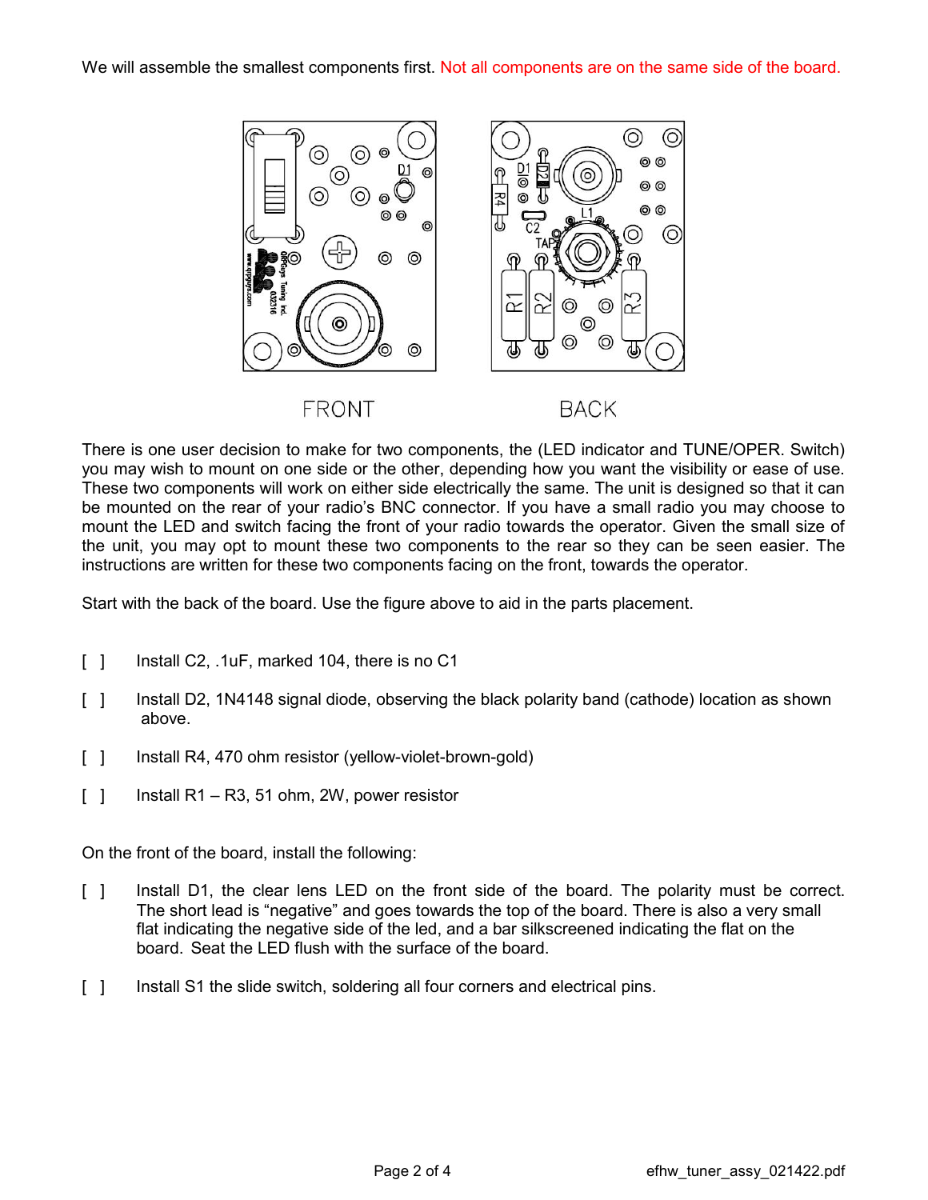We will assemble the smallest components first. Not all components are on the same side of the board.

FRONT

BACK

There is one user decision to make for two components, the (LED indicator and TUNE/OPER. Switch) you may wish to mount on one side or the other, depending how you want the visibility or ease of use. These two components will work on either side electrically the same. The unit is designed so that it can be mounted on the rear of your radio's BNC connector. If you have a small radio you may choose to mount the LED and switch facing the front of your radio towards the operator. Given the small size of the unit, you may opt to mount these two components to the rear so they can be seen easier. The instructions are written for these two components facing on the front, towards the operator.

Start with the back of the board. Use the figure above to aid in the parts placement.

- [ ] Install C2, .1uF, marked 104, there is no C1
- [ ] Install D2, 1N4148 signal diode, observing the black polarity band (cathode) location as shown above.
- [ ] Install R4, 470 ohm resistor (yellow-violet-brown-gold)
- [ ] Install R1 – R3, 51 ohm, 2W, power resistor

On the front of the board, install the following:

- [ ] Install D1, the clear lens LED on the front side of the board. The polarity must be correct. The short lead is "negative" and goes towards the top of the board. There is also a very small flat indicating the negative side of the led, and a bar silkscreened indicating the flat on the board. Seat the LED flush with the surface of the board.
- [ ] Install S1 the slide switch, soldering all four corners and electrical pins.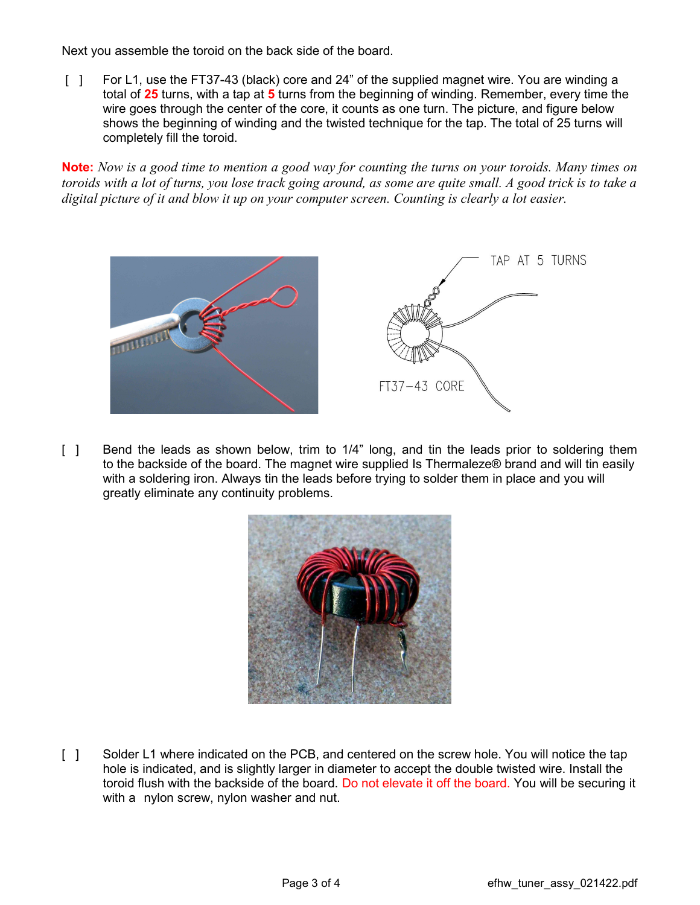Next you assemble the toroid on the back side of the board.

[ ] For L1, use the FT37-43 (black) core and 24" of the supplied magnet wire. You are winding a total of **25** turns, with a tap at **5** turns from the beginning of winding. Remember, every time the wire goes through the center of the core, it counts as one turn. The picture, and figure below shows the beginning of winding and the twisted technique for the tap. The total of 25 turns will completely fill the toroid.

**Note:** *Now is a good time to mention a good way for counting the turns on your toroids. Many times on toroids with a lot of turns, you lose track going around, as some are quite small. A good trick is to take a digital picture of it and blow it up on your computer screen. Counting is clearly a lot easier.*

TAP AT 5 TURNS

FT37–43 CORE

[ ] Bend the leads as shown below, trim to 1/4" long, and tin the leads prior to soldering them to the backside of the board. The magnet wire supplied Is Thermaleze® brand and will tin easily with a soldering iron. Always tin the leads before trying to solder them in place and you will greatly eliminate any continuity problems.

[ ] Solder L1 where indicated on the PCB, and centered on the screw hole. You will notice the tap hole is indicated, and is slightly larger in diameter to accept the double twisted wire. Install the toroid flush with the backside of the board. Do not elevate it off the board. You will be securing it with a nylon screw, nylon washer and nut.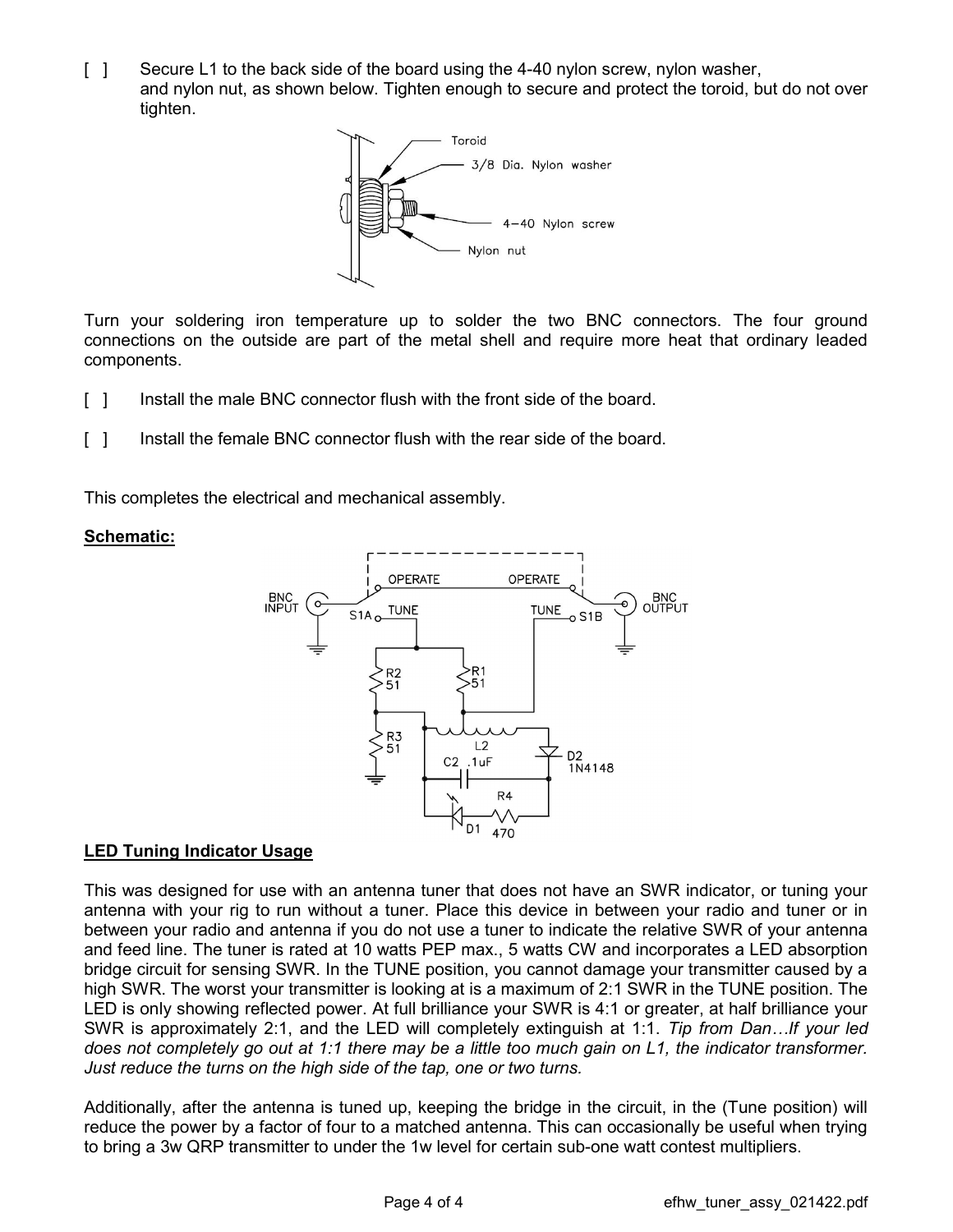[ ] Secure L1 to the back side of the board using the 4-40 nylon screw, nylon washer, and nylon nut, as shown below. Tighten enough to secure and protect the toroid, but do not over tighten.

Toroid

3/8 Dia. Nylon washer

4—40 Nylon screw

Nylon nut

Turn your soldering iron temperature up to solder the two BNC connectors. The four ground connections on the outside are part of the metal shell and require more heat that ordinary leaded components.

[ ] Install the male BNC connector flush with the front side of the board.

[ ] Install the female BNC connector flush with the rear side of the board.

This completes the electrical and mechanical assembly.

**Schematic:**

BNC INPUT

S1A

OPERATE

TUNE

OPERATE

TUNE

S1B

BNC OUTPUT

R2 51

R1 51

R3 51

L2

C2 .1uF

D2 1N4148

R4

D1 470

**LED Tuning Indicator Usage**

This was designed for use with an antenna tuner that does not have an SWR indicator, or tuning your antenna with your rig to run without a tuner. Place this device in between your radio and tuner or in between your radio and antenna if you do not use a tuner to indicate the relative SWR of your antenna and feed line. The tuner is rated at 10 watts PEP max., 5 watts CW and incorporates a LED absorption bridge circuit for sensing SWR. In the TUNE position, you cannot damage your transmitter caused by a high SWR. The worst your transmitter is looking at is a maximum of 2:1 SWR in the TUNE position. The LED is only showing reflected power. At full brilliance your SWR is 4:1 or greater, at half brilliance your SWR is approximately 2:1, and the LED will completely extinguish at 1:1. *Tip from Dan…If your led does not completely go out at 1:1 there may be a little too much gain on L1, the indicator transformer. Just reduce the turns on the high side of the tap, one or two turns.*

Additionally, after the antenna is tuned up, keeping the bridge in the circuit, in the (Tune position) will reduce the power by a factor of four to a matched antenna. This can occasionally be useful when trying to bring a 3w QRP transmitter to under the 1w level for certain sub-one watt contest multipliers.